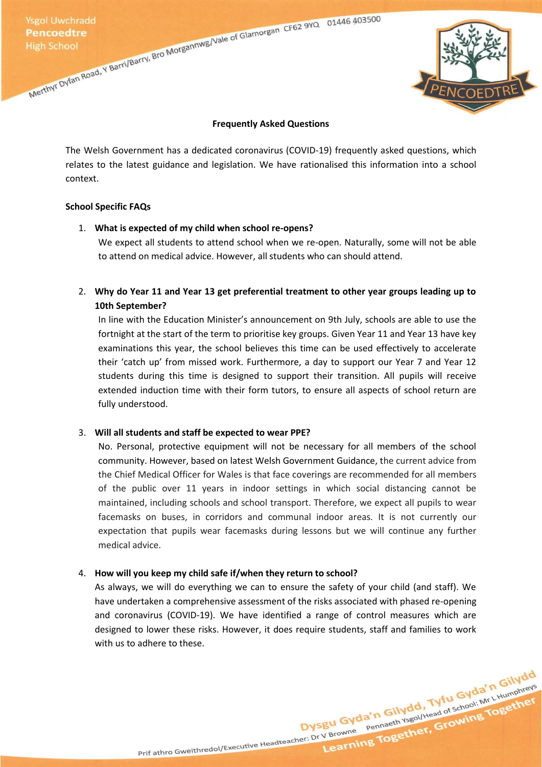## Frequently Asked Questions

The Welsh Government has a dedicated coronavirus (COVID-19) frequently asked questions, which relates to the latest guidance and legislation. We have rationalised this information into a school context.

### School Specific FAQs

1. **What is expected of my child when school re-opens?**
   We expect all students to attend school when we re-open. Naturally, some will not be able to attend on medical advice. However, all students who can should attend.

2. **Why do Year 11 and Year 13 get preferential treatment to other year groups leading up to 10th September?**
   In line with the Education Minister's announcement on 9th July, schools are able to use the fortnight at the start of the term to prioritise key groups. Given Year 11 and Year 13 have key examinations this year, the school believes this time can be used effectively to accelerate their 'catch up' from missed work. Furthermore, a day to support our Year 7 and Year 12 students during this time is designed to support their transition. All pupils will receive extended induction time with their form tutors, to ensure all aspects of school return are fully understood.

3. **Will all students and staff be expected to wear PPE?**
   No. Personal, protective equipment will not be necessary for all members of the school community. However, based on latest Welsh Government Guidance, the current advice from the Chief Medical Officer for Wales is that face coverings are recommended for all members of the public over 11 years in indoor settings in which social distancing cannot be maintained, including schools and school transport. Therefore, we expect all pupils to wear facemasks on buses, in corridors and communal indoor areas. It is not currently our expectation that pupils wear facemasks during lessons but we will continue any further medical advice.

4. **How will you keep my child safe if/when they return to school?**
   As always, we will do everything we can to ensure the safety of your child (and staff). We have undertaken a comprehensive assessment of the risks associated with phased re-opening and coronavirus (COVID-19). We have identified a range of control measures which are designed to lower these risks. However, it does require students, staff and families to work with us to adhere to these.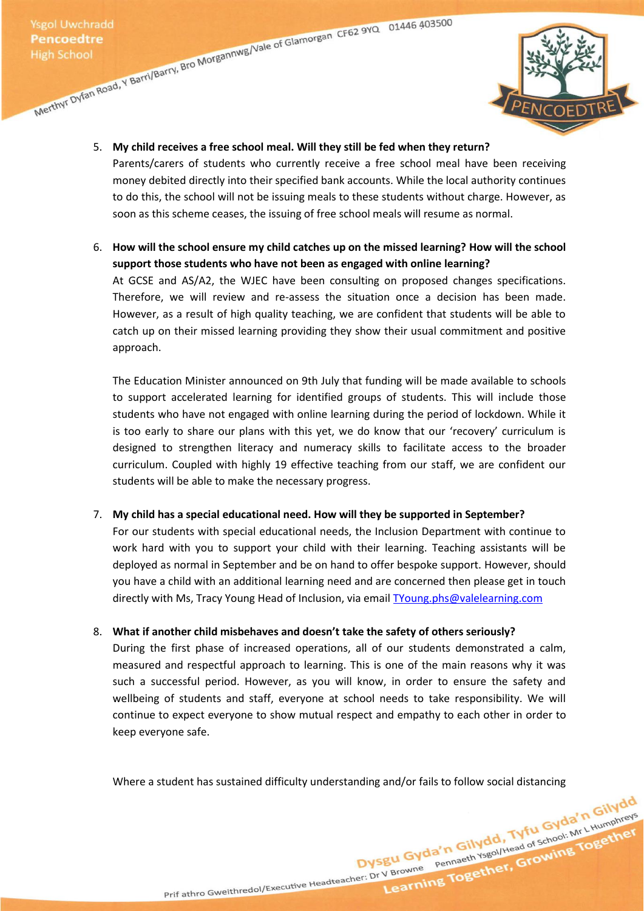5. **My child receives a free school meal. Will they still be fed when they return?**
   Parents/carers of students who currently receive a free school meal have been receiving money debited directly into their specified bank accounts. While the local authority continues to do this, the school will not be issuing meals to these students without charge. However, as soon as this scheme ceases, the issuing of free school meals will resume as normal.

6. **How will the school ensure my child catches up on the missed learning? How will the school support those students who have not been as engaged with online learning?**
   At GCSE and AS/A2, the WJEC have been consulting on proposed changes specifications. Therefore, we will review and re-assess the situation once a decision has been made. However, as a result of high quality teaching, we are confident that students will be able to catch up on their missed learning providing they show their usual commitment and positive approach.

   The Education Minister announced on 9th July that funding will be made available to schools to support accelerated learning for identified groups of students. This will include those students who have not engaged with online learning during the period of lockdown. While it is too early to share our plans with this yet, we do know that our 'recovery' curriculum is designed to strengthen literacy and numeracy skills to facilitate access to the broader curriculum. Coupled with highly 19 effective teaching from our staff, we are confident our students will be able to make the necessary progress.

7. **My child has a special educational need. How will they be supported in September?**
   For our students with special educational needs, the Inclusion Department with continue to work hard with you to support your child with their learning. Teaching assistants will be deployed as normal in September and be on hand to offer bespoke support. However, should you have a child with an additional learning need and are concerned then please get in touch directly with Ms, Tracy Young Head of Inclusion, via email TYoung.phs@valelearning.com

8. **What if another child misbehaves and doesn't take the safety of others seriously?**
   During the first phase of increased operations, all of our students demonstrated a calm, measured and respectful approach to learning. This is one of the main reasons why it was such a successful period. However, as you will know, in order to ensure the safety and wellbeing of students and staff, everyone at school needs to take responsibility. We will continue to expect everyone to show mutual respect and empathy to each other in order to keep everyone safe.

   Where a student has sustained difficulty understanding and/or fails to follow social distancing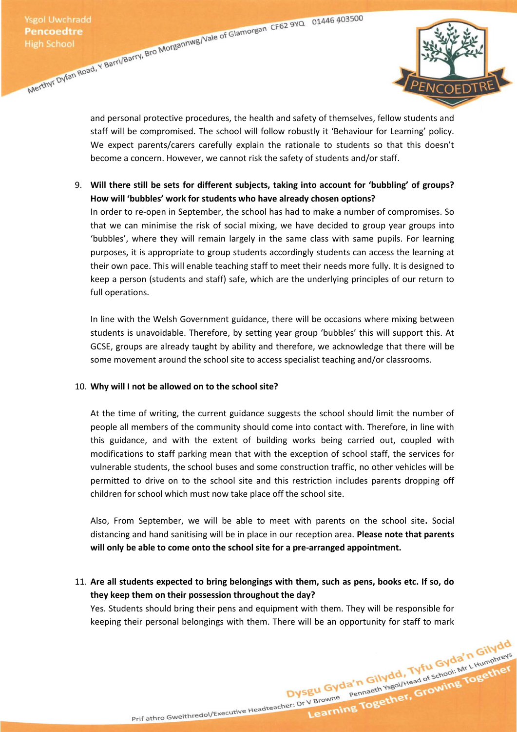and personal protective procedures, the health and safety of themselves, fellow students and staff will be compromised. The school will follow robustly it 'Behaviour for Learning' policy. We expect parents/carers carefully explain the rationale to students so that this doesn't become a concern. However, we cannot risk the safety of students and/or staff.

9. **Will there still be sets for different subjects, taking into account for 'bubbling' of groups? How will 'bubbles' work for students who have already chosen options?**
   In order to re-open in September, the school has had to make a number of compromises. So that we can minimise the risk of social mixing, we have decided to group year groups into 'bubbles', where they will remain largely in the same class with same pupils. For learning purposes, it is appropriate to group students accordingly students can access the learning at their own pace. This will enable teaching staff to meet their needs more fully. It is designed to keep a person (students and staff) safe, which are the underlying principles of our return to full operations.

   In line with the Welsh Government guidance, there will be occasions where mixing between students is unavoidable. Therefore, by setting year group 'bubbles' this will support this. At GCSE, groups are already taught by ability and therefore, we acknowledge that there will be some movement around the school site to access specialist teaching and/or classrooms.

10. **Why will I not be allowed on to the school site?**

    At the time of writing, the current guidance suggests the school should limit the number of people all members of the community should come into contact with. Therefore, in line with this guidance, and with the extent of building works being carried out, coupled with modifications to staff parking mean that with the exception of school staff, the services for vulnerable students, the school buses and some construction traffic, no other vehicles will be permitted to drive on to the school site and this restriction includes parents dropping off children for school which must now take place off the school site.

    Also, From September, we will be able to meet with parents on the school site**.** Social distancing and hand sanitising will be in place in our reception area. **Please note that parents will only be able to come onto the school site for a pre-arranged appointment.**

11. **Are all students expected to bring belongings with them, such as pens, books etc. If so, do they keep them on their possession throughout the day?**
    Yes. Students should bring their pens and equipment with them. They will be responsible for keeping their personal belongings with them. There will be an opportunity for staff to mark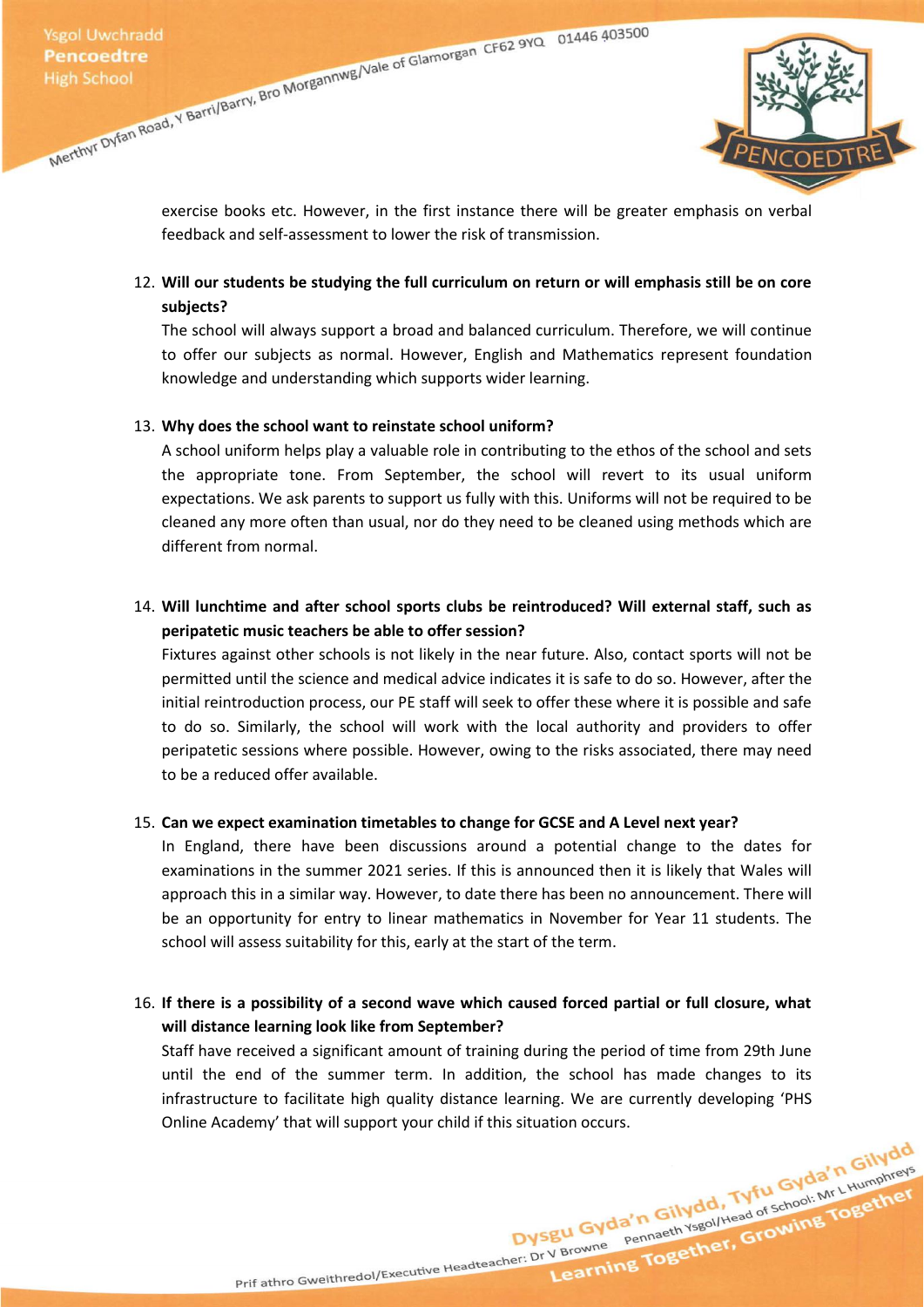exercise books etc. However, in the first instance there will be greater emphasis on verbal feedback and self-assessment to lower the risk of transmission.

12. **Will our students be studying the full curriculum on return or will emphasis still be on core subjects?**
    The school will always support a broad and balanced curriculum. Therefore, we will continue to offer our subjects as normal. However, English and Mathematics represent foundation knowledge and understanding which supports wider learning.

13. **Why does the school want to reinstate school uniform?**
    A school uniform helps play a valuable role in contributing to the ethos of the school and sets the appropriate tone. From September, the school will revert to its usual uniform expectations. We ask parents to support us fully with this. Uniforms will not be required to be cleaned any more often than usual, nor do they need to be cleaned using methods which are different from normal.

14. **Will lunchtime and after school sports clubs be reintroduced? Will external staff, such as peripatetic music teachers be able to offer session?**
    Fixtures against other schools is not likely in the near future. Also, contact sports will not be permitted until the science and medical advice indicates it is safe to do so. However, after the initial reintroduction process, our PE staff will seek to offer these where it is possible and safe to do so. Similarly, the school will work with the local authority and providers to offer peripatetic sessions where possible. However, owing to the risks associated, there may need to be a reduced offer available.

15. **Can we expect examination timetables to change for GCSE and A Level next year?**
    In England, there have been discussions around a potential change to the dates for examinations in the summer 2021 series. If this is announced then it is likely that Wales will approach this in a similar way. However, to date there has been no announcement. There will be an opportunity for entry to linear mathematics in November for Year 11 students. The school will assess suitability for this, early at the start of the term.

16. **If there is a possibility of a second wave which caused forced partial or full closure, what will distance learning look like from September?**
    Staff have received a significant amount of training during the period of time from 29th June until the end of the summer term. In addition, the school has made changes to its infrastructure to facilitate high quality distance learning. We are currently developing 'PHS Online Academy' that will support your child if this situation occurs.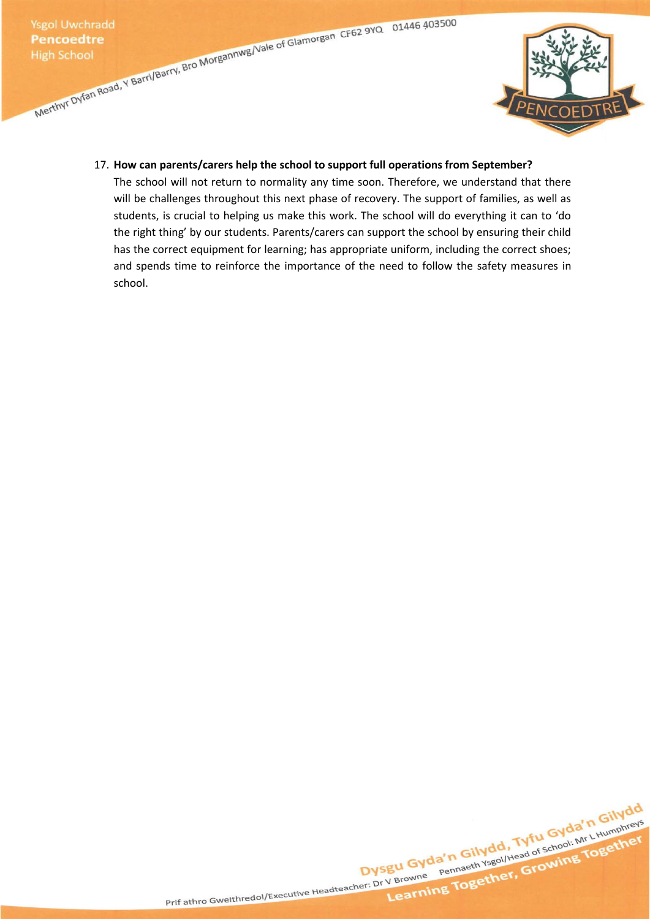17. **How can parents/carers help the school to support full operations from September?**

    The school will not return to normality any time soon. Therefore, we understand that there will be challenges throughout this next phase of recovery. The support of families, as well as students, is crucial to helping us make this work. The school will do everything it can to 'do the right thing' by our students. Parents/carers can support the school by ensuring their child has the correct equipment for learning; has appropriate uniform, including the correct shoes; and spends time to reinforce the importance of the need to follow the safety measures in school.